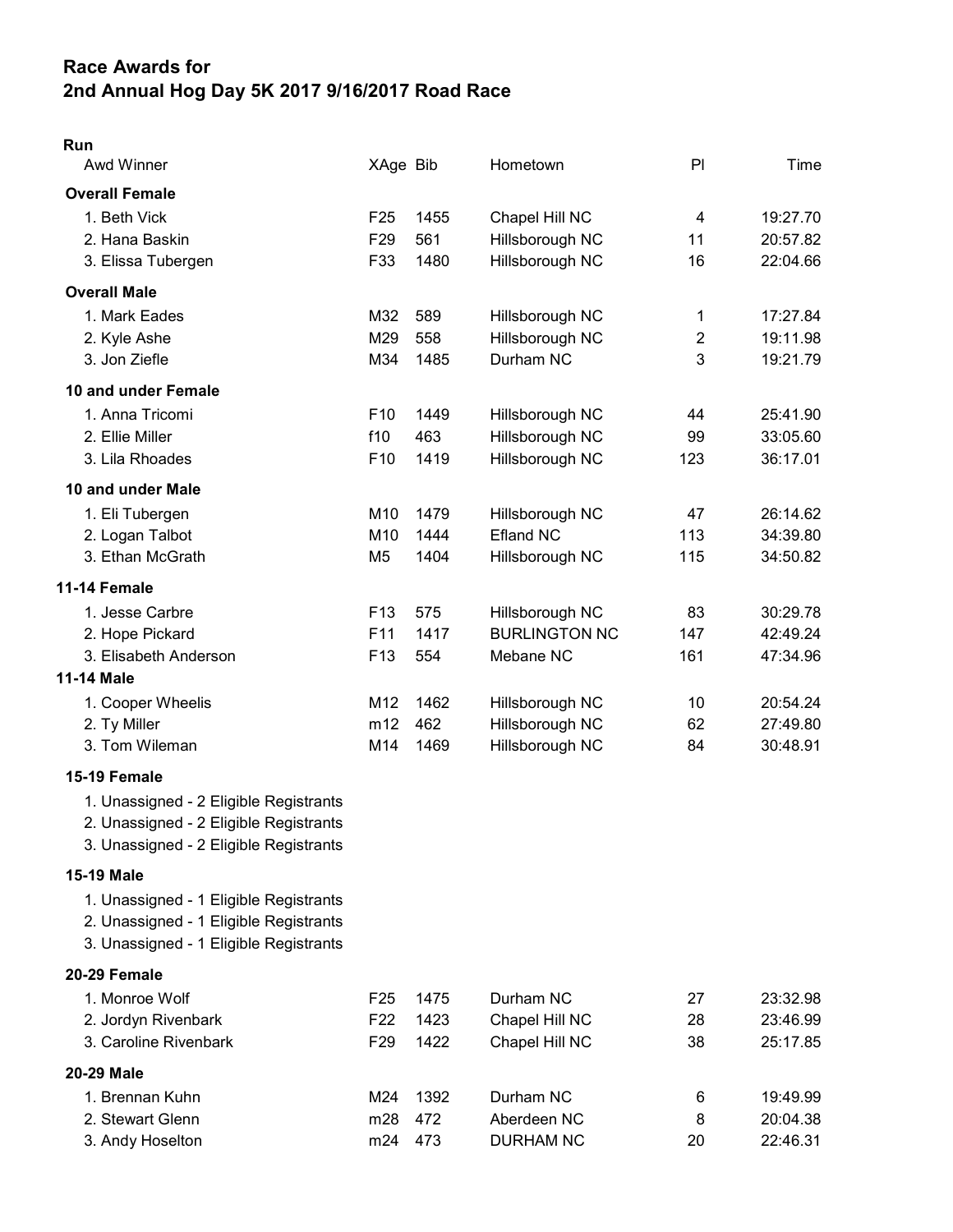# Race Awards for
# 2nd Annual Hog Day 5K 2017 9/16/2017 Road Race

## Run

| Awd Winner | XAge | Bib | Hometown | Pl | Time |
|---|---|---|---|---|---|
| **Overall Female** | | | | | |
| 1. Beth Vick | F25 | 1455 | Chapel Hill NC | 4 | 19:27.70 |
| 2. Hana Baskin | F29 | 561 | Hillsborough NC | 11 | 20:57.82 |
| 3. Elissa Tubergen | F33 | 1480 | Hillsborough NC | 16 | 22:04.66 |
| **Overall Male** | | | | | |
| 1. Mark Eades | M32 | 589 | Hillsborough NC | 1 | 17:27.84 |
| 2. Kyle Ashe | M29 | 558 | Hillsborough NC | 2 | 19:11.98 |
| 3. Jon Ziefle | M34 | 1485 | Durham NC | 3 | 19:21.79 |
| **10 and under Female** | | | | | |
| 1. Anna Tricomi | F10 | 1449 | Hillsborough NC | 44 | 25:41.90 |
| 2. Ellie Miller | f10 | 463 | Hillsborough NC | 99 | 33:05.60 |
| 3. Lila Rhoades | F10 | 1419 | Hillsborough NC | 123 | 36:17.01 |
| **10 and under Male** | | | | | |
| 1. Eli Tubergen | M10 | 1479 | Hillsborough NC | 47 | 26:14.62 |
| 2. Logan Talbot | M10 | 1444 | Efland NC | 113 | 34:39.80 |
| 3. Ethan McGrath | M5 | 1404 | Hillsborough NC | 115 | 34:50.82 |
| **11-14 Female** | | | | | |
| 1. Jesse Carbre | F13 | 575 | Hillsborough NC | 83 | 30:29.78 |
| 2. Hope Pickard | F11 | 1417 | BURLINGTON NC | 147 | 42:49.24 |
| 3. Elisabeth Anderson | F13 | 554 | Mebane NC | 161 | 47:34.96 |
| **11-14 Male** | | | | | |
| 1. Cooper Wheelis | M12 | 1462 | Hillsborough NC | 10 | 20:54.24 |
| 2. Ty Miller | m12 | 462 | Hillsborough NC | 62 | 27:49.80 |
| 3. Tom Wileman | M14 | 1469 | Hillsborough NC | 84 | 30:48.91 |
| **15-19 Female** | | | | | |
| 1. Unassigned - 2 Eligible Registrants | | | | | |
| 2. Unassigned - 2 Eligible Registrants | | | | | |
| 3. Unassigned - 2 Eligible Registrants | | | | | |
| **15-19 Male** | | | | | |
| 1. Unassigned - 1 Eligible Registrants | | | | | |
| 2. Unassigned - 1 Eligible Registrants | | | | | |
| 3. Unassigned - 1 Eligible Registrants | | | | | |
| **20-29 Female** | | | | | |
| 1. Monroe Wolf | F25 | 1475 | Durham NC | 27 | 23:32.98 |
| 2. Jordyn Rivenbark | F22 | 1423 | Chapel Hill NC | 28 | 23:46.99 |
| 3. Caroline Rivenbark | F29 | 1422 | Chapel Hill NC | 38 | 25:17.85 |
| **20-29 Male** | | | | | |
| 1. Brennan Kuhn | M24 | 1392 | Durham NC | 6 | 19:49.99 |
| 2. Stewart Glenn | m28 | 472 | Aberdeen NC | 8 | 20:04.38 |
| 3. Andy Hoselton | m24 | 473 | DURHAM NC | 20 | 22:46.31 |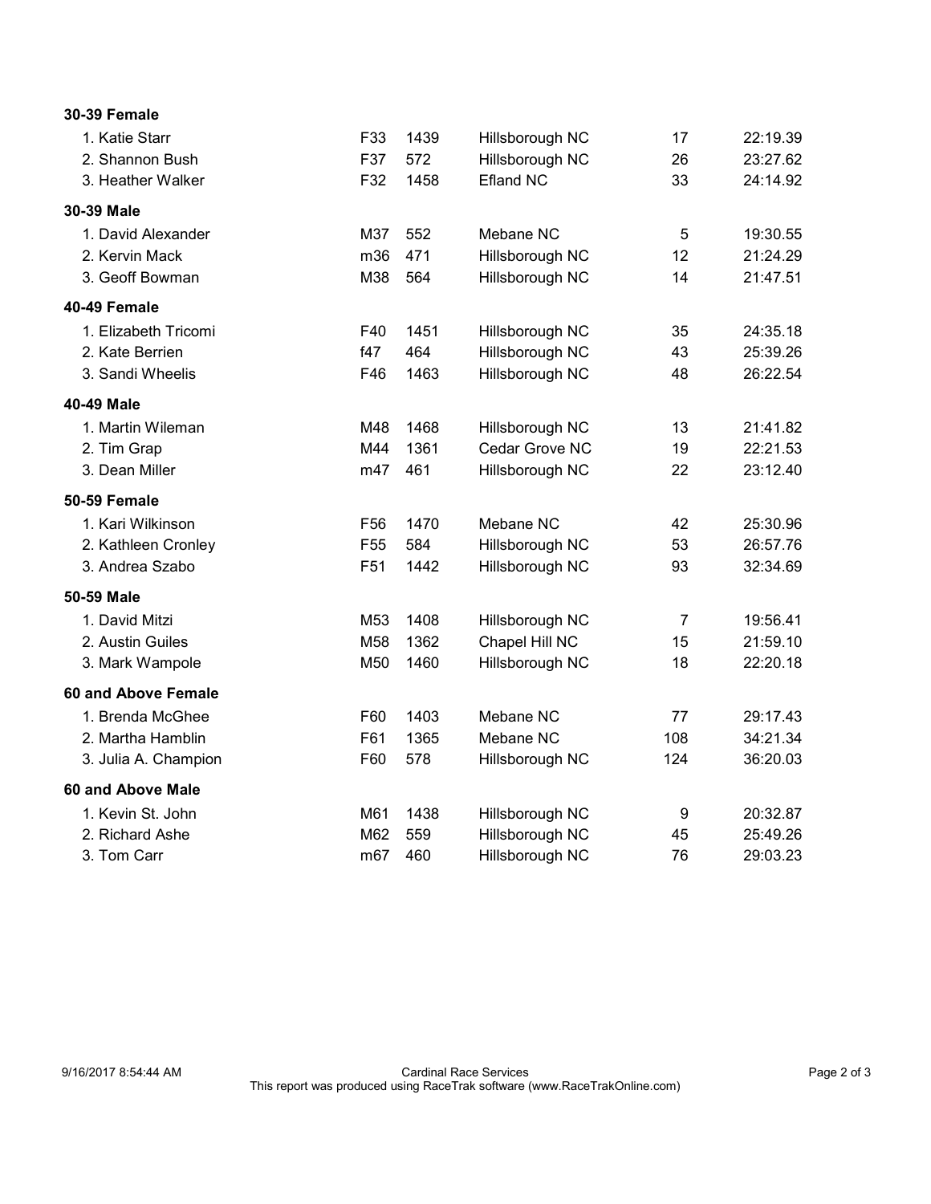**30-39 Female**

| | | | | | |
|---|---|---|---|---|---|
| 1. Katie Starr | F33 | 1439 | Hillsborough NC | 17 | 22:19.39 |
| 2. Shannon Bush | F37 | 572 | Hillsborough NC | 26 | 23:27.62 |
| 3. Heather Walker | F32 | 1458 | Efland NC | 33 | 24:14.92 |

**30-39 Male**

| | | | | | |
|---|---|---|---|---|---|
| 1. David Alexander | M37 | 552 | Mebane NC | 5 | 19:30.55 |
| 2. Kervin Mack | m36 | 471 | Hillsborough NC | 12 | 21:24.29 |
| 3. Geoff Bowman | M38 | 564 | Hillsborough NC | 14 | 21:47.51 |

**40-49 Female**

| | | | | | |
|---|---|---|---|---|---|
| 1. Elizabeth Tricomi | F40 | 1451 | Hillsborough NC | 35 | 24:35.18 |
| 2. Kate Berrien | f47 | 464 | Hillsborough NC | 43 | 25:39.26 |
| 3. Sandi Wheelis | F46 | 1463 | Hillsborough NC | 48 | 26:22.54 |

**40-49 Male**

| | | | | | |
|---|---|---|---|---|---|
| 1. Martin Wileman | M48 | 1468 | Hillsborough NC | 13 | 21:41.82 |
| 2. Tim Grap | M44 | 1361 | Cedar Grove NC | 19 | 22:21.53 |
| 3. Dean Miller | m47 | 461 | Hillsborough NC | 22 | 23:12.40 |

**50-59 Female**

| | | | | | |
|---|---|---|---|---|---|
| 1. Kari Wilkinson | F56 | 1470 | Mebane NC | 42 | 25:30.96 |
| 2. Kathleen Cronley | F55 | 584 | Hillsborough NC | 53 | 26:57.76 |
| 3. Andrea Szabo | F51 | 1442 | Hillsborough NC | 93 | 32:34.69 |

**50-59 Male**

| | | | | | |
|---|---|---|---|---|---|
| 1. David Mitzi | M53 | 1408 | Hillsborough NC | 7 | 19:56.41 |
| 2. Austin Guiles | M58 | 1362 | Chapel Hill NC | 15 | 21:59.10 |
| 3. Mark Wampole | M50 | 1460 | Hillsborough NC | 18 | 22:20.18 |

**60 and Above Female**

| | | | | | |
|---|---|---|---|---|---|
| 1. Brenda McGhee | F60 | 1403 | Mebane NC | 77 | 29:17.43 |
| 2. Martha Hamblin | F61 | 1365 | Mebane NC | 108 | 34:21.34 |
| 3. Julia A. Champion | F60 | 578 | Hillsborough NC | 124 | 36:20.03 |

**60 and Above Male**

| | | | | | |
|---|---|---|---|---|---|
| 1. Kevin St. John | M61 | 1438 | Hillsborough NC | 9 | 20:32.87 |
| 2. Richard Ashe | M62 | 559 | Hillsborough NC | 45 | 25:49.26 |
| 3. Tom Carr | m67 | 460 | Hillsborough NC | 76 | 29:03.23 |

9/16/2017 8:54:44 AM

Cardinal Race Services
This report was produced using RaceTrak software (www.RaceTrakOnline.com)